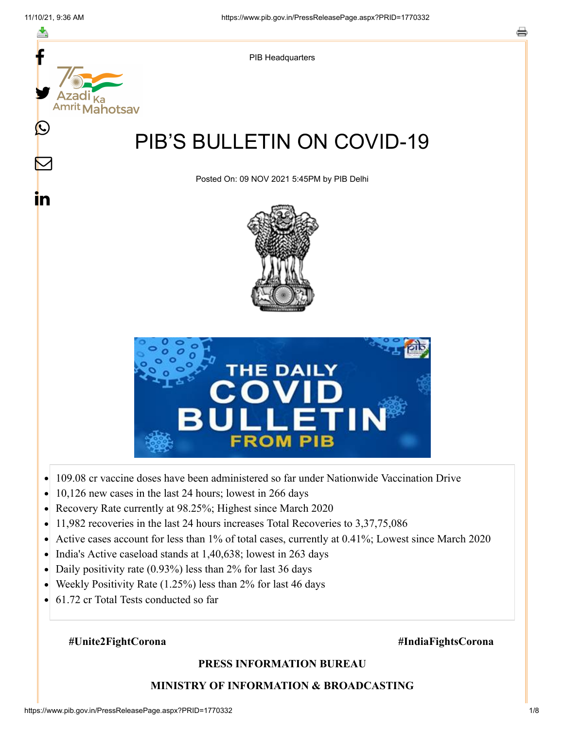PIB Headquarters

# PIB'S BULLETIN ON COVID-19

Posted On: 09 NOV 2021 5:45PM by PIB Delhi

- 109.08 cr vaccine doses have been administered so far under Nationwide Vaccination Drive
- 10,126 new cases in the last 24 hours; lowest in 266 days
- Recovery Rate currently at 98.25%; Highest since March 2020
- 11,982 recoveries in the last 24 hours increases Total Recoveries to 3,37,75,086
- Active cases account for less than 1% of total cases, currently at 0.41%; Lowest since March 2020
- India's Active caseload stands at 1,40,638; lowest in 263 days
- Daily positivity rate (0.93%) less than 2% for last 36 days
- Weekly Positivity Rate (1.25%) less than 2% for last 46 days
- 61.72 cr Total Tests conducted so far

**#Unite2FightCorona** **#IndiaFightsCorona**

**PRESS INFORMATION BUREAU**

**MINISTRY OF INFORMATION & BROADCASTING**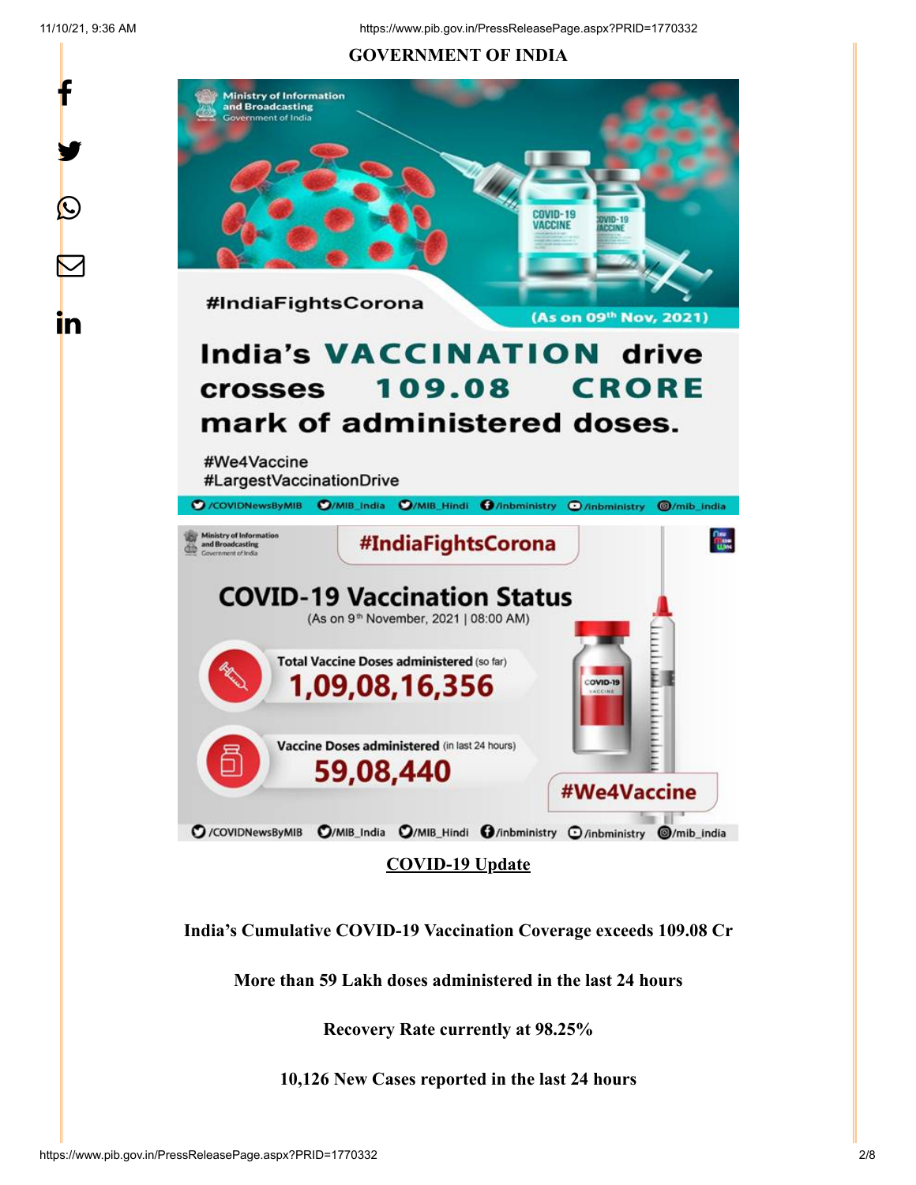## GOVERNMENT OF INDIA

#IndiaFightsCorona

(As on 09th Nov, 2021)

India's VACCINATION drive crosses 109.08 CRORE mark of administered doses.

#We4Vaccine
#LargestVaccinationDrive

#IndiaFightsCorona

COVID-19 Vaccination Status
(As on 9th November, 2021 | 08:00 AM)

Total Vaccine Doses administered (so far)
1,09,08,16,356

Vaccine Doses administered (in last 24 hours)
59,08,440

#We4Vaccine

**COVID-19 Update**

**India's Cumulative COVID-19 Vaccination Coverage exceeds 109.08 Cr**

**More than 59 Lakh doses administered in the last 24 hours**

**Recovery Rate currently at 98.25%**

**10,126 New Cases reported in the last 24 hours**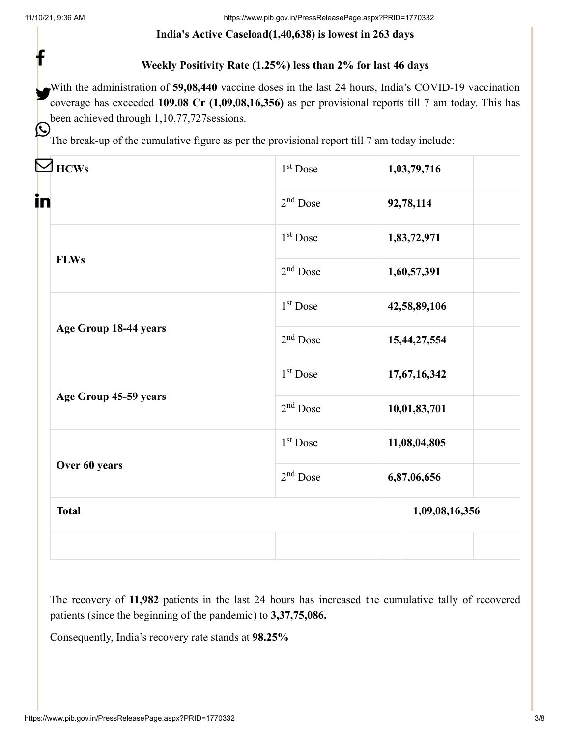**India's Active Caseload(1,40,638) is lowest in 263 days**

**Weekly Positivity Rate (1.25%) less than 2% for last 46 days**

With the administration of **59,08,440** vaccine doses in the last 24 hours, India's COVID-19 vaccination coverage has exceeded **109.08 Cr (1,09,08,16,356)** as per provisional reports till 7 am today. This has been achieved through 1,10,77,727sessions.

The break-up of the cumulative figure as per the provisional report till 7 am today include:

| | | | |
|---|---|---|---|
| **HCWs** | 1st Dose | **1,03,79,716** | |
| | 2nd Dose | **92,78,114** | |
| **FLWs** | 1st Dose | **1,83,72,971** | |
| | 2nd Dose | **1,60,57,391** | |
| **Age Group 18-44 years** | 1st Dose | **42,58,89,106** | |
| | 2nd Dose | **15,44,27,554** | |
| **Age Group 45-59 years** | 1st Dose | **17,67,16,342** | |
| | 2nd Dose | **10,01,83,701** | |
| **Over 60 years** | 1st Dose | **11,08,04,805** | |
| | 2nd Dose | **6,87,06,656** | |
| **Total** | | | **1,09,08,16,356** |

The recovery of **11,982** patients in the last 24 hours has increased the cumulative tally of recovered patients (since the beginning of the pandemic) to **3,37,75,086.**

Consequently, India's recovery rate stands at **98.25%**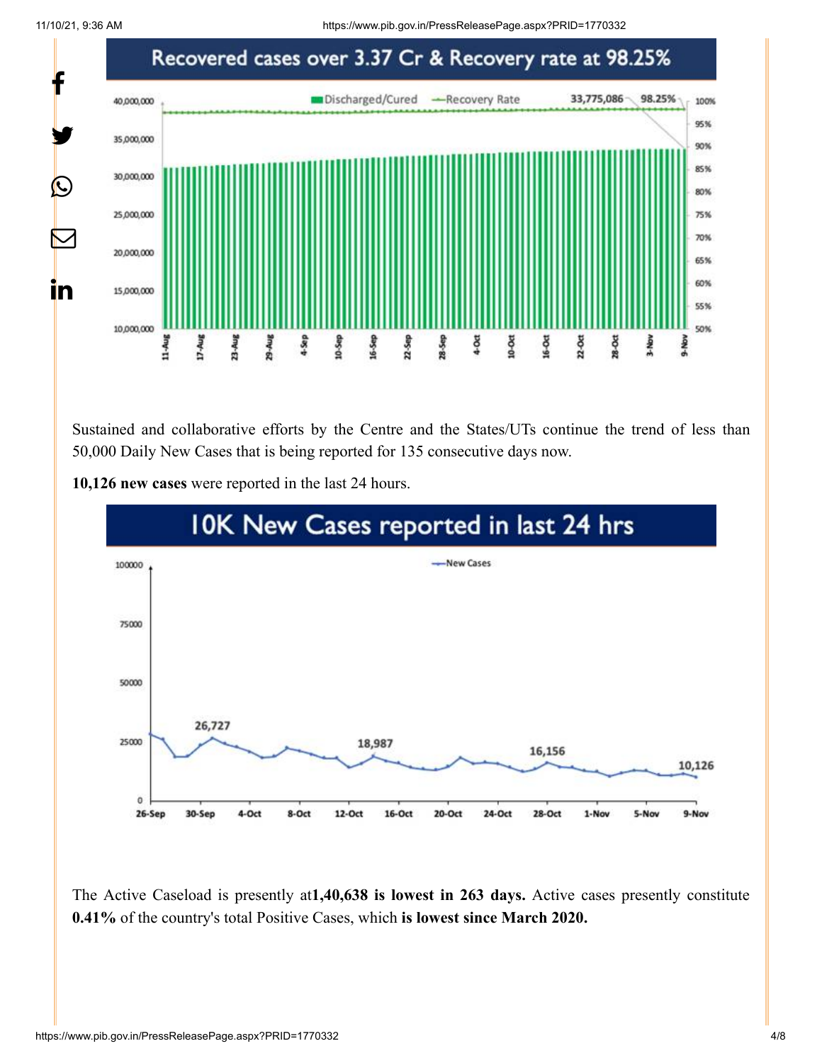Recovered cases over 3.37 Cr & Recovery rate at 98.25%

Sustained and collaborative efforts by the Centre and the States/UTs continue the trend of less than 50,000 Daily New Cases that is being reported for 135 consecutive days now.

**10,126 new cases** were reported in the last 24 hours.

10K New Cases reported in last 24 hrs

The Active Caseload is presently at**1,40,638 is lowest in 263 days.** Active cases presently constitute **0.41%** of the country's total Positive Cases, which **is lowest since March 2020.**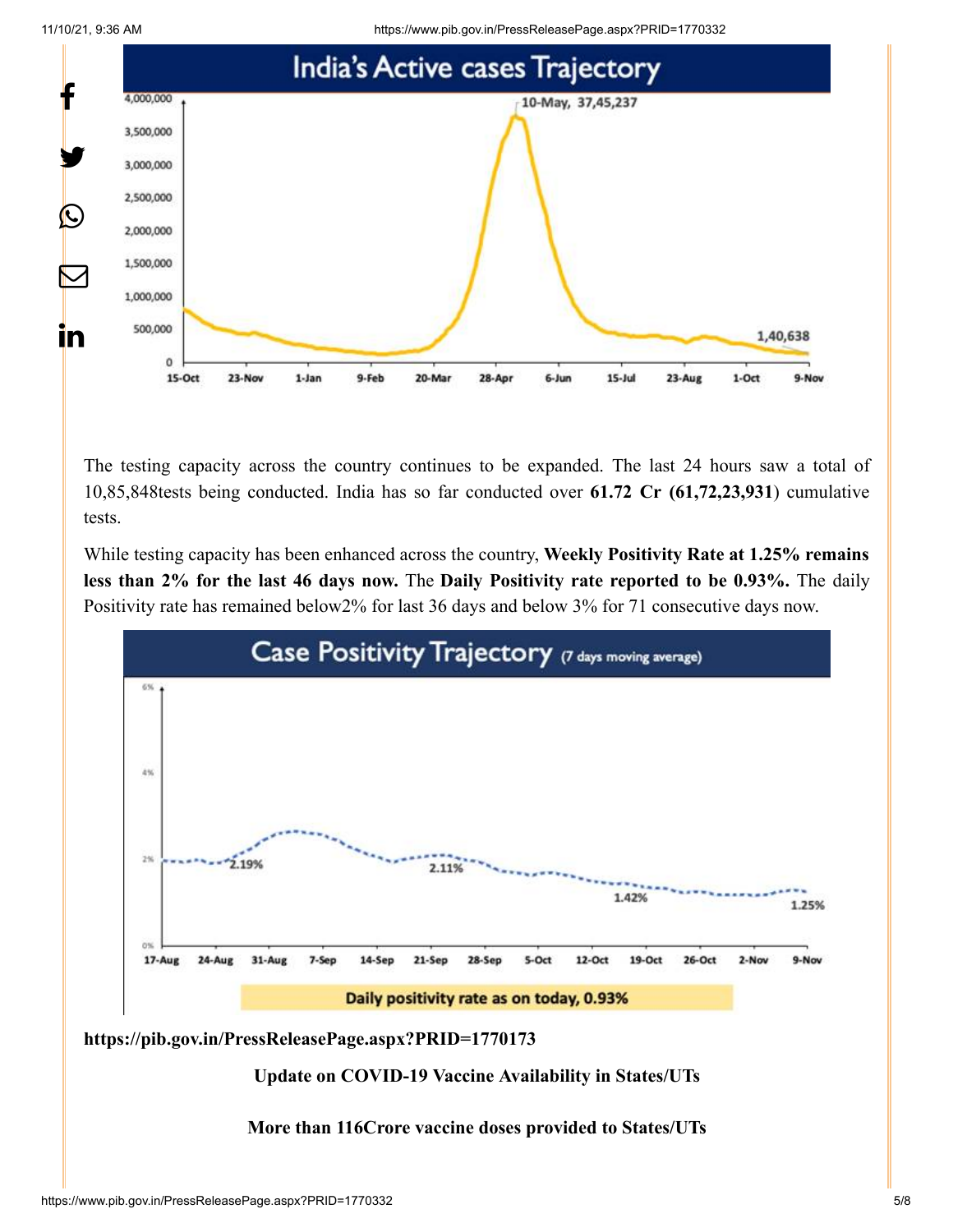India's Active cases Trajectory

10-May, 37,45,237

1,40,638

The testing capacity across the country continues to be expanded. The last 24 hours saw a total of 10,85,848tests being conducted. India has so far conducted over **61.72 Cr (61,72,23,931**) cumulative tests.

While testing capacity has been enhanced across the country, **Weekly Positivity Rate at 1.25% remains less than 2% for the last 46 days now.** The **Daily Positivity rate reported to be 0.93%.** The daily Positivity rate has remained below2% for last 36 days and below 3% for 71 consecutive days now.

Case Positivity Trajectory (7 days moving average)

Daily positivity rate as on today, 0.93%

**https://pib.gov.in/PressReleasePage.aspx?PRID=1770173**

**Update on COVID-19 Vaccine Availability in States/UTs**

**More than 116Crore vaccine doses provided to States/UTs**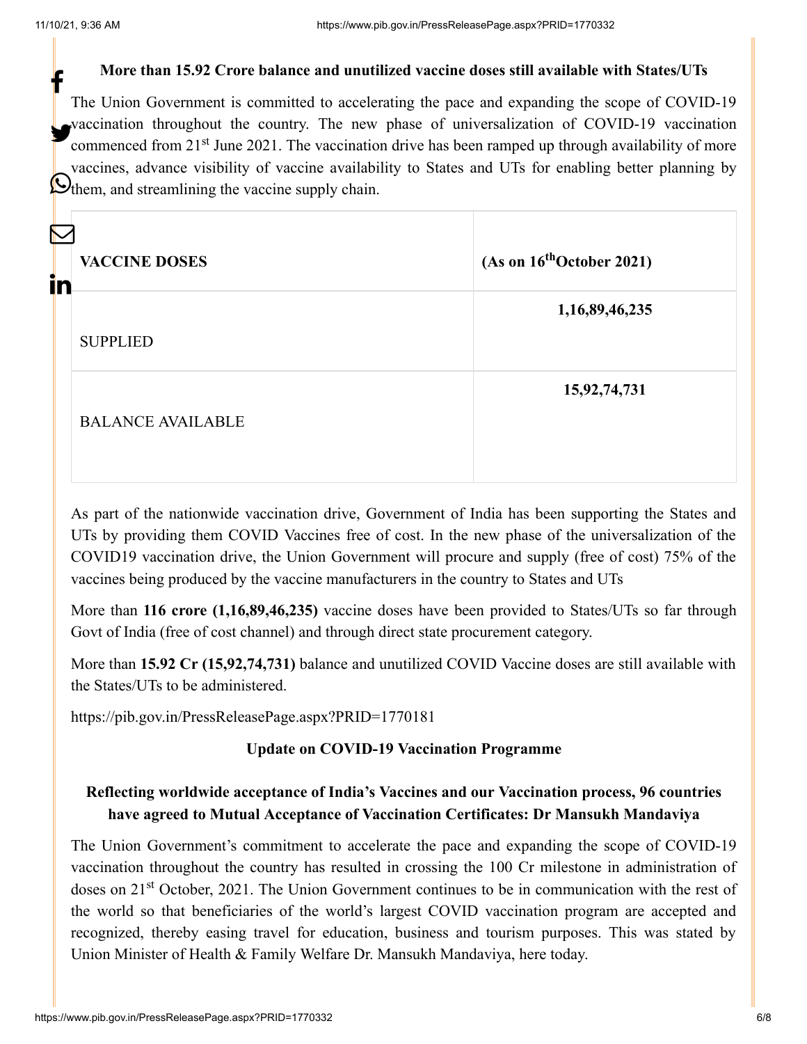**More than 15.92 Crore balance and unutilized vaccine doses still available with States/UTs**

The Union Government is committed to accelerating the pace and expanding the scope of COVID-19 vaccination throughout the country. The new phase of universalization of COVID-19 vaccination commenced from 21st June 2021. The vaccination drive has been ramped up through availability of more vaccines, advance visibility of vaccine availability to States and UTs for enabling better planning by them, and streamlining the vaccine supply chain.

| **VACCINE DOSES** | **(As on 16th October 2021)** |
|---|---|
| SUPPLIED | **1,16,89,46,235** |
| BALANCE AVAILABLE | **15,92,74,731** |

As part of the nationwide vaccination drive, Government of India has been supporting the States and UTs by providing them COVID Vaccines free of cost. In the new phase of the universalization of the COVID19 vaccination drive, the Union Government will procure and supply (free of cost) 75% of the vaccines being produced by the vaccine manufacturers in the country to States and UTs

More than **116 crore (1,16,89,46,235)** vaccine doses have been provided to States/UTs so far through Govt of India (free of cost channel) and through direct state procurement category.

More than **15.92 Cr (15,92,74,731)** balance and unutilized COVID Vaccine doses are still available with the States/UTs to be administered.

https://pib.gov.in/PressReleasePage.aspx?PRID=1770181

**Update on COVID-19 Vaccination Programme**

**Reflecting worldwide acceptance of India's Vaccines and our Vaccination process, 96 countries have agreed to Mutual Acceptance of Vaccination Certificates: Dr Mansukh Mandaviya**

The Union Government's commitment to accelerate the pace and expanding the scope of COVID-19 vaccination throughout the country has resulted in crossing the 100 Cr milestone in administration of doses on 21st October, 2021. The Union Government continues to be in communication with the rest of the world so that beneficiaries of the world's largest COVID vaccination program are accepted and recognized, thereby easing travel for education, business and tourism purposes. This was stated by Union Minister of Health & Family Welfare Dr. Mansukh Mandaviya, here today.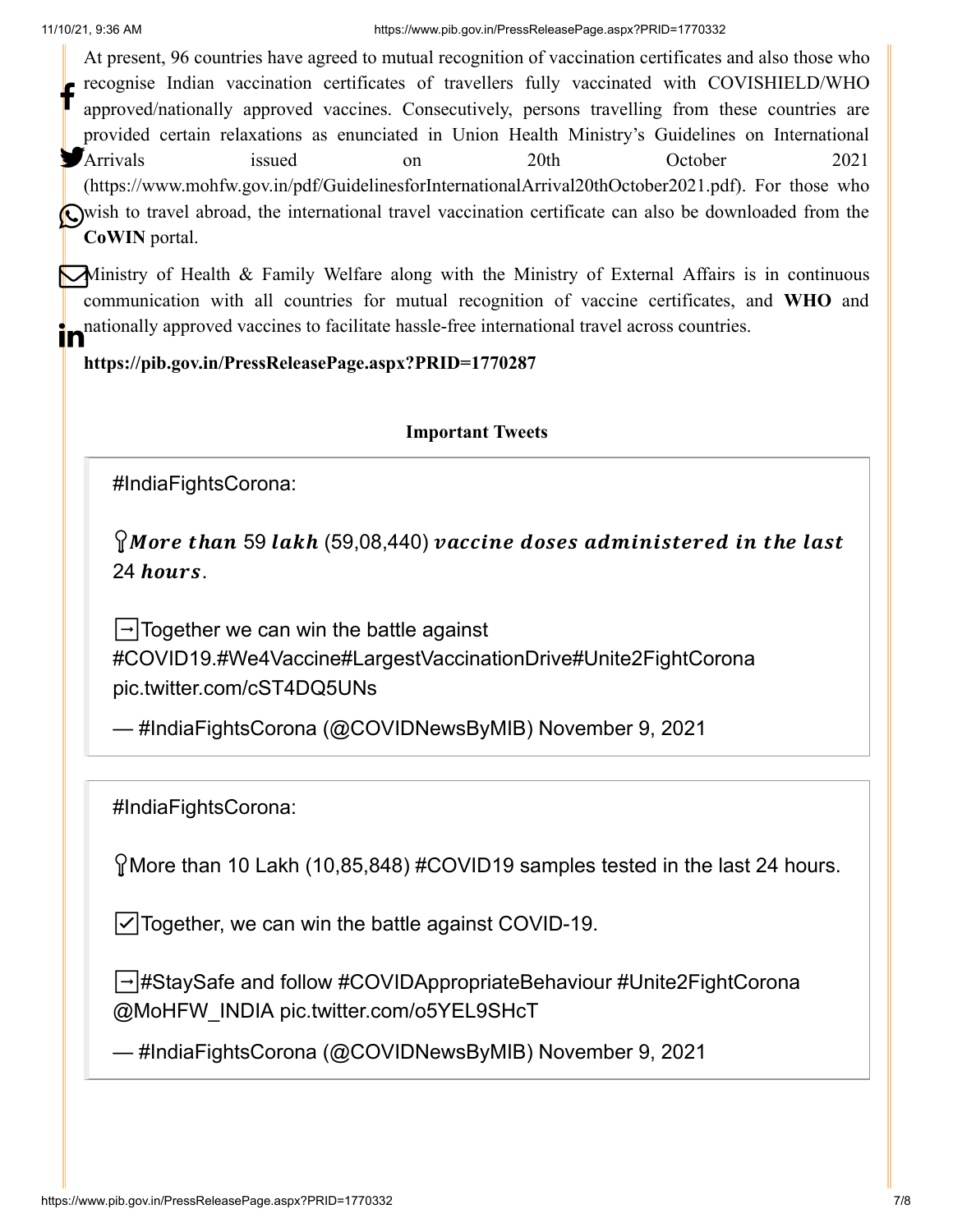At present, 96 countries have agreed to mutual recognition of vaccination certificates and also those who recognise Indian vaccination certificates of travellers fully vaccinated with COVISHIELD/WHO approved/nationally approved vaccines. Consecutively, persons travelling from these countries are provided certain relaxations as enunciated in Union Health Ministry's Guidelines on International Arrivals issued on 20th October 2021 (https://www.mohfw.gov.in/pdf/GuidelinesforInternationalArrival20thOctober2021.pdf). For those who wish to travel abroad, the international travel vaccination certificate can also be downloaded from the **CoWIN** portal.

Ministry of Health & Family Welfare along with the Ministry of External Affairs is in continuous communication with all countries for mutual recognition of vaccine certificates, and **WHO** and nationally approved vaccines to facilitate hassle-free international travel across countries.

**https://pib.gov.in/PressReleasePage.aspx?PRID=1770287**

**Important Tweets**

> #IndiaFightsCorona:
>
> *More than* 59 *lakh* (59,08,440) *vaccine doses administered in the last* 24 *hours*.
>
> Together we can win the battle against #COVID19.#We4Vaccine#LargestVaccinationDrive#Unite2FightCorona pic.twitter.com/cST4DQ5UNs
>
> — #IndiaFightsCorona (@COVIDNewsByMIB) November 9, 2021

> #IndiaFightsCorona:
>
> More than 10 Lakh (10,85,848) #COVID19 samples tested in the last 24 hours.
>
> Together, we can win the battle against COVID-19.
>
> #StaySafe and follow #COVIDAppropriateBehaviour #Unite2FightCorona @MoHFW_INDIA pic.twitter.com/o5YEL9SHcT
>
> — #IndiaFightsCorona (@COVIDNewsByMIB) November 9, 2021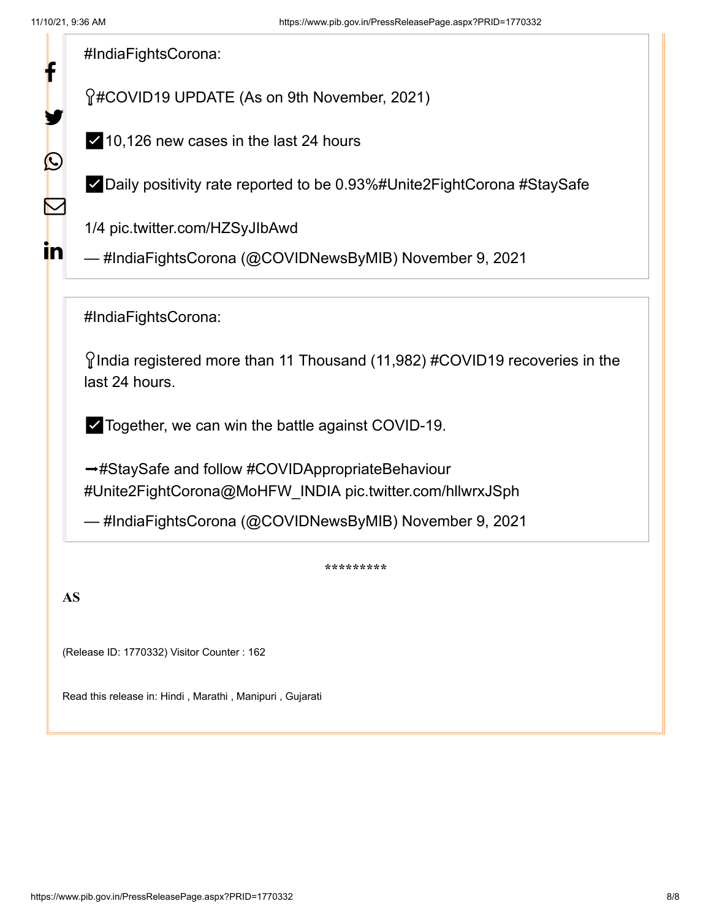#IndiaFightsCorona:

#COVID19 UPDATE (As on 9th November, 2021)

✅10,126 new cases in the last 24 hours

✅Daily positivity rate reported to be 0.93%#Unite2FightCorona #StaySafe

1/4 pic.twitter.com/HZSyJIbAwd

— #IndiaFightsCorona (@COVIDNewsByMIB) November 9, 2021

#IndiaFightsCorona:

India registered more than 11 Thousand (11,982) #COVID19 recoveries in the last 24 hours.

✅Together, we can win the battle against COVID-19.

➡#StaySafe and follow #COVIDAppropriateBehaviour #Unite2FightCorona@MoHFW_INDIA pic.twitter.com/hllwrxJSph

— #IndiaFightsCorona (@COVIDNewsByMIB) November 9, 2021

*********

**AS**

(Release ID: 1770332) Visitor Counter : 162

Read this release in: Hindi , Marathi , Manipuri , Gujarati